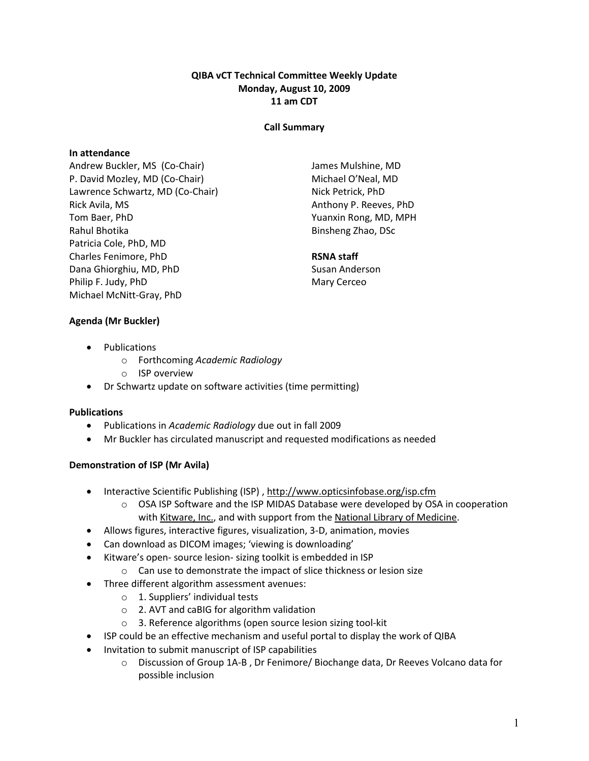**QIBA vCT Technical Committee Weekly Update**
**Monday, August 10, 2009**
**11 am CDT**

**Call Summary**

**In attendance**

Andrew Buckler, MS (Co-Chair)
P. David Mozley, MD (Co-Chair)
Lawrence Schwartz, MD (Co-Chair)
Rick Avila, MS
Tom Baer, PhD
Rahul Bhotika
Patricia Cole, PhD, MD
Charles Fenimore, PhD
Dana Ghiorghiu, MD, PhD
Philip F. Judy, PhD
Michael McNitt-Gray, PhD
James Mulshine, MD
Michael O'Neal, MD
Nick Petrick, PhD
Anthony P. Reeves, PhD
Yuanxin Rong, MD, MPH
Binsheng Zhao, DSc

**RSNA staff**

Susan Anderson
Mary Cerceo

**Agenda (Mr Buckler)**

- Publications
  - Forthcoming *Academic Radiology*
  - ISP overview
- Dr Schwartz update on software activities (time permitting)

**Publications**

- Publications in *Academic Radiology* due out in fall 2009
- Mr Buckler has circulated manuscript and requested modifications as needed

**Demonstration of ISP (Mr Avila)**

- Interactive Scientific Publishing (ISP) , http://www.opticsinfobase.org/isp.cfm
  - OSA ISP Software and the ISP MIDAS Database were developed by OSA in cooperation with Kitware, Inc., and with support from the National Library of Medicine.
- Allows figures, interactive figures, visualization, 3-D, animation, movies
- Can download as DICOM images; 'viewing is downloading'
- Kitware's open- source lesion- sizing toolkit is embedded in ISP
  - Can use to demonstrate the impact of slice thickness or lesion size
- Three different algorithm assessment avenues:
  - 1. Suppliers' individual tests
  - 2. AVT and caBIG for algorithm validation
  - 3. Reference algorithms (open source lesion sizing tool-kit
- ISP could be an effective mechanism and useful portal to display the work of QIBA
- Invitation to submit manuscript of ISP capabilities
  - Discussion of Group 1A-B , Dr Fenimore/ Biochange data, Dr Reeves Volcano data for possible inclusion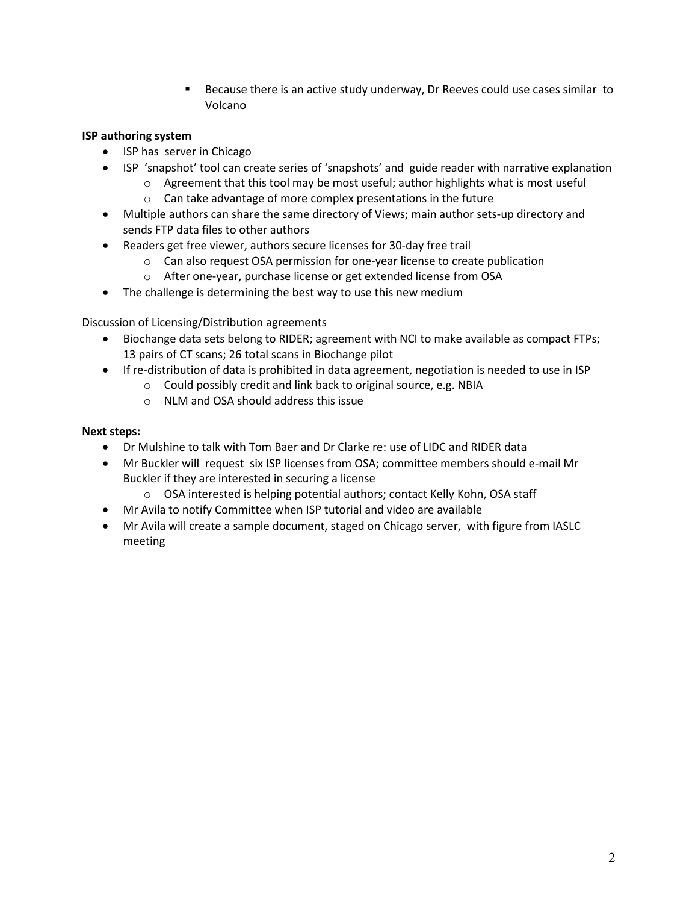- Because there is an active study underway, Dr Reeves could use cases similar to Volcano

**ISP authoring system**

- ISP has server in Chicago
- ISP 'snapshot' tool can create series of 'snapshots' and guide reader with narrative explanation
    - Agreement that this tool may be most useful; author highlights what is most useful
    - Can take advantage of more complex presentations in the future
- Multiple authors can share the same directory of Views; main author sets-up directory and sends FTP data files to other authors
- Readers get free viewer, authors secure licenses for 30-day free trail
    - Can also request OSA permission for one-year license to create publication
    - After one-year, purchase license or get extended license from OSA
- The challenge is determining the best way to use this new medium

Discussion of Licensing/Distribution agreements

- Biochange data sets belong to RIDER; agreement with NCI to make available as compact FTPs; 13 pairs of CT scans; 26 total scans in Biochange pilot
- If re-distribution of data is prohibited in data agreement, negotiation is needed to use in ISP
    - Could possibly credit and link back to original source, e.g. NBIA
    - NLM and OSA should address this issue

**Next steps:**

- Dr Mulshine to talk with Tom Baer and Dr Clarke re: use of LIDC and RIDER data
- Mr Buckler will request six ISP licenses from OSA; committee members should e-mail Mr Buckler if they are interested in securing a license
    - OSA interested is helping potential authors; contact Kelly Kohn, OSA staff
- Mr Avila to notify Committee when ISP tutorial and video are available
- Mr Avila will create a sample document, staged on Chicago server, with figure from IASLC meeting